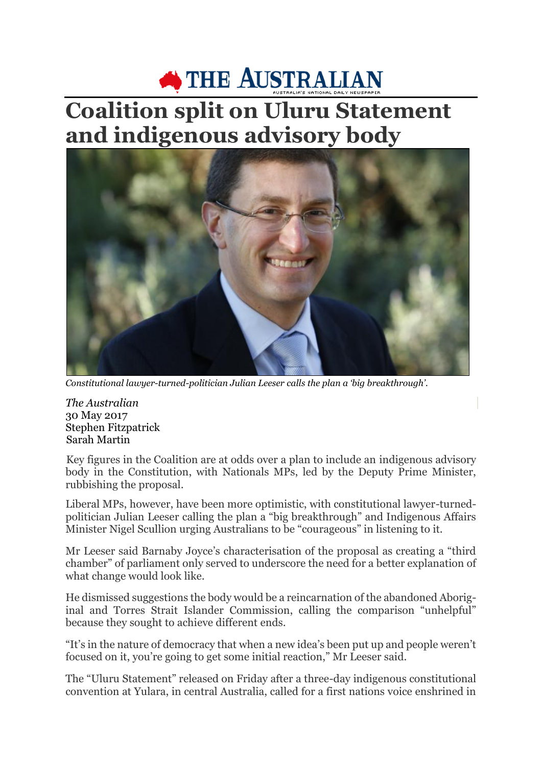THE AUSTRALIAN

AUSTRALIA'S NATIONAL DAILY NEWSPAPER

# Coalition split on Uluru Statement and indigenous advisory body

*Constitutional lawyer-turned-politician Julian Leeser calls the plan a 'big breakthrough'.*

*The Australian*
30 May 2017
Stephen Fitzpatrick
Sarah Martin

Key figures in the Coalition are at odds over a plan to include an indigenous advisory body in the Constitution, with Nationals MPs, led by the Deputy Prime Minister, rubbishing the proposal.

Liberal MPs, however, have been more optimistic, with constitutional lawyer-turned-politician Julian Leeser calling the plan a "big breakthrough" and Indigenous Affairs Minister Nigel Scullion urging Australians to be "courageous" in listening to it.

Mr Leeser said Barnaby Joyce's characterisation of the proposal as creating a "third chamber" of parliament only served to underscore the need for a better explanation of what change would look like.

He dismissed suggestions the body would be a reincarnation of the abandoned Aboriginal and Torres Strait Islander Commission, calling the comparison "unhelpful" because they sought to achieve different ends.

"It's in the nature of democracy that when a new idea's been put up and people weren't focused on it, you're going to get some initial reaction," Mr Leeser said.

The "Uluru Statement" released on Friday after a three-day indigenous constitutional convention at Yulara, in central Australia, called for a first nations voice enshrined in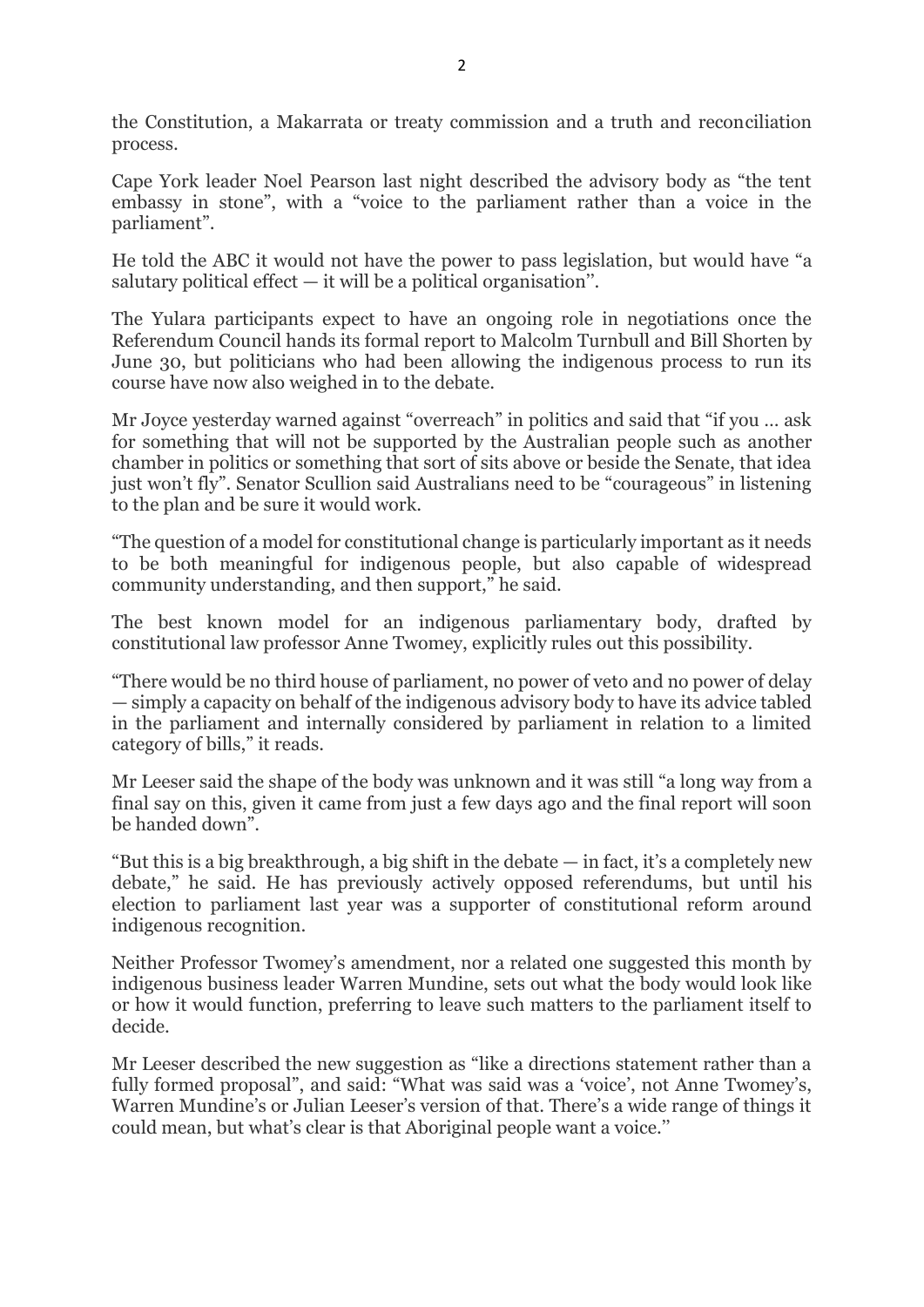the Constitution, a Makarrata or treaty commission and a truth and reconciliation process.

Cape York leader Noel Pearson last night described the advisory body as "the tent embassy in stone", with a "voice to the parliament rather than a voice in the parliament".

He told the ABC it would not have the power to pass legislation, but would have "a salutary political effect — it will be a political organisation".

The Yulara participants expect to have an ongoing role in negotiations once the Referendum Council hands its formal report to Malcolm Turnbull and Bill Shorten by June 30, but politicians who had been allowing the indigenous process to run its course have now also weighed in to the debate.

Mr Joyce yesterday warned against "overreach" in politics and said that "if you … ask for something that will not be supported by the Australian people such as another chamber in politics or something that sort of sits above or beside the Senate, that idea just won't fly". Senator Scullion said Australians need to be "courageous" in listening to the plan and be sure it would work.

"The question of a model for constitutional change is particularly important as it needs to be both meaningful for indigenous people, but also capable of widespread community understanding, and then support," he said.

The best known model for an indigenous parliamentary body, drafted by constitutional law professor Anne Twomey, explicitly rules out this possibility.

"There would be no third house of parliament, no power of veto and no power of delay — simply a capacity on behalf of the indigenous advisory body to have its advice tabled in the parliament and internally considered by parliament in relation to a limited category of bills," it reads.

Mr Leeser said the shape of the body was unknown and it was still "a long way from a final say on this, given it came from just a few days ago and the final report will soon be handed down".

"But this is a big breakthrough, a big shift in the debate — in fact, it's a completely new debate," he said. He has previously actively opposed referendums, but until his election to parliament last year was a supporter of constitutional reform around indigenous recognition.

Neither Professor Twomey's amendment, nor a related one suggested this month by indigenous business leader Warren Mundine, sets out what the body would look like or how it would function, preferring to leave such matters to the parliament itself to decide.

Mr Leeser described the new suggestion as "like a directions statement rather than a fully formed proposal", and said: "What was said was a 'voice', not Anne Twomey's, Warren Mundine's or Julian Leeser's version of that. There's a wide range of things it could mean, but what's clear is that Aboriginal people want a voice."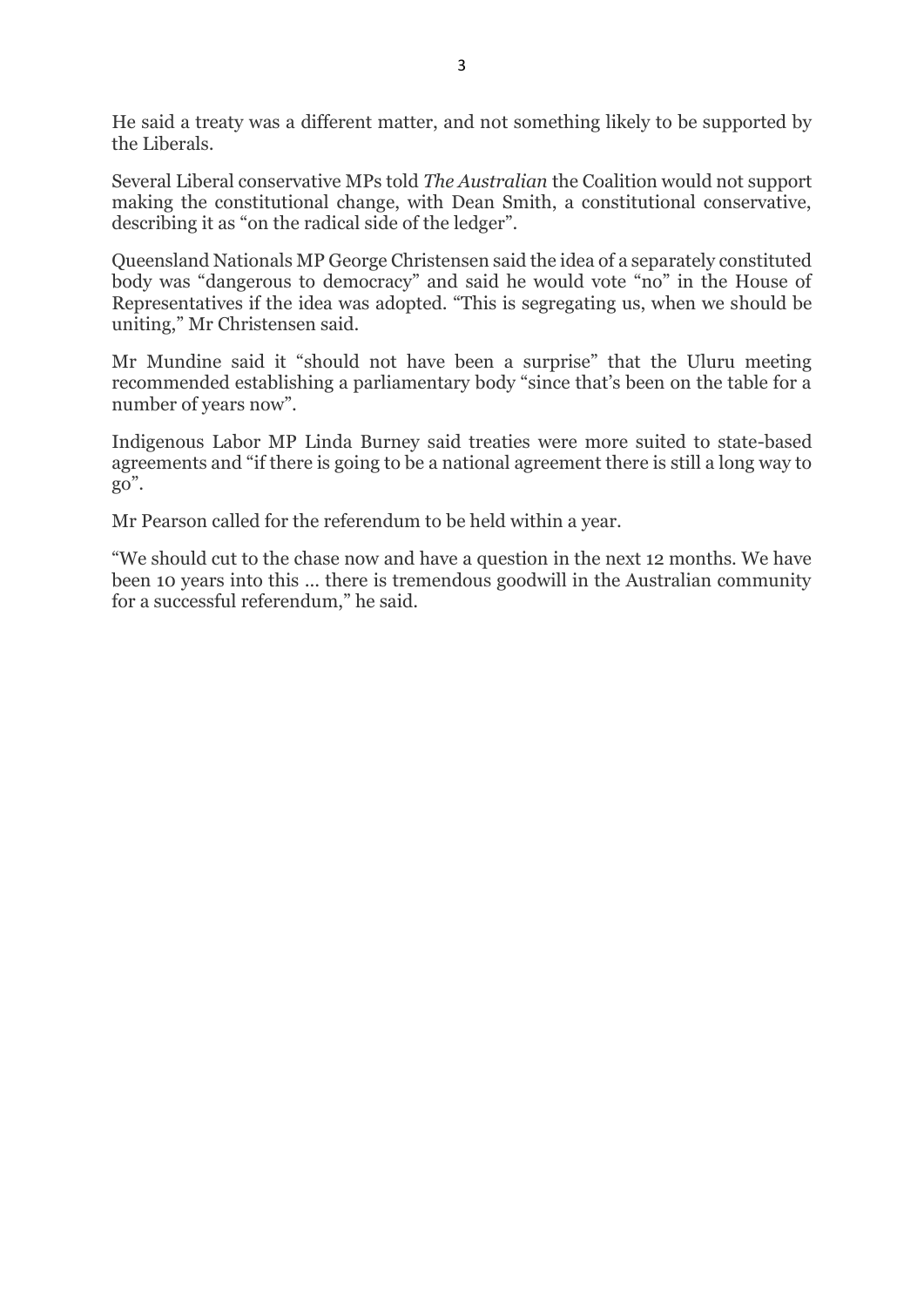He said a treaty was a different matter, and not something likely to be supported by the Liberals.

Several Liberal conservative MPs told *The Australian* the Coalition would not support making the constitutional change, with Dean Smith, a constitutional conservative, describing it as "on the radical side of the ledger".

Queensland Nationals MP George Christensen said the idea of a separately constituted body was "dangerous to democracy" and said he would vote "no" in the House of Representatives if the idea was adopted. "This is segregating us, when we should be uniting," Mr Christensen said.

Mr Mundine said it "should not have been a surprise" that the Uluru meeting recommended establishing a parliamentary body "since that's been on the table for a number of years now".

Indigenous Labor MP Linda Burney said treaties were more suited to state-based agreements and "if there is going to be a national agreement there is still a long way to go".

Mr Pearson called for the referendum to be held within a year.

"We should cut to the chase now and have a question in the next 12 months. We have been 10 years into this ... there is tremendous goodwill in the Australian community for a successful referendum," he said.